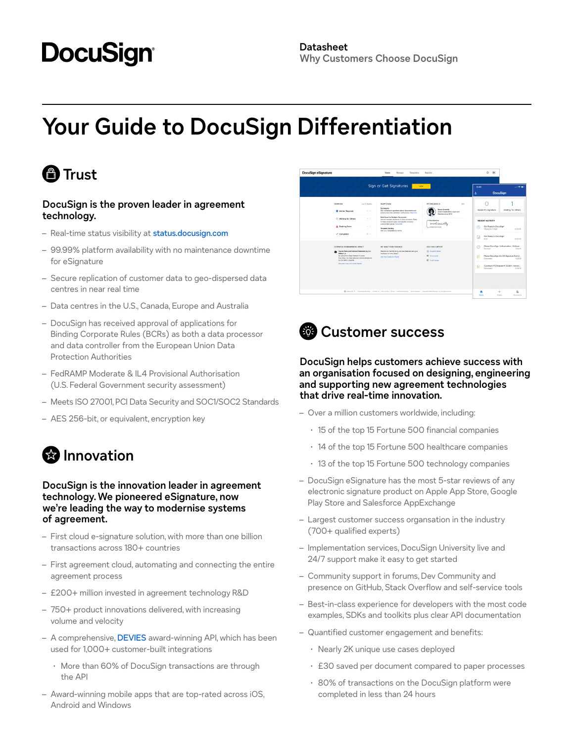DocuSign

**Datasheet**
Why Customers Choose DocuSign

# Your Guide to DocuSign Differentiation

## Trust

### DocuSign is the proven leader in agreement technology.

- Real-time status visibility at status.docusign.com
- 99.99% platform availability with no maintenance downtime for eSignature
- Secure replication of customer data to geo-dispersed data centres in near real time
- Data centres in the U.S., Canada, Europe and Australia
- DocuSign has received approval of applications for Binding Corporate Rules (BCRs) as both a data processor and data controller from the European Union Data Protection Authorities
- FedRAMP Moderate & IL4 Provisional Authorisation (U.S. Federal Government security assessment)
- Meets ISO 27001, PCI Data Security and SOC1/SOC2 Standards
- AES 256-bit, or equivalent, encryption key

## Innovation

### DocuSign is the innovation leader in agreement technology. We pioneered eSignature, now we're leading the way to modernise systems of agreement.

- First cloud e-signature solution, with more than one billion transactions across 180+ countries
- First agreement cloud, automating and connecting the entire agreement process
- £200+ million invested in agreement technology R&D
- 750+ product innovations delivered, with increasing volume and velocity
- A comprehensive, DEVIES award-winning API, which has been used for 1,000+ customer-built integrations
  - More than 60% of DocuSign transactions are through the API
- Award-winning mobile apps that are top-rated across iOS, Android and Windows

## Customer success

### DocuSign helps customers achieve success with an organisation focused on designing, engineering and supporting new agreement technologies that drive real-time innovation.

- Over a million customers worldwide, including:
  - 15 of the top 15 Fortune 500 financial companies
  - 14 of the top 15 Fortune 500 healthcare companies
  - 13 of the top 15 Fortune 500 technology companies
- DocuSign eSignature has the most 5-star reviews of any electronic signature product on Apple App Store, Google Play Store and Salesforce AppExchange
- Largest customer success organsation in the industry (700+ qualified experts)
- Implementation services, DocuSign University live and 24/7 support make it easy to get started
- Community support in forums, Dev Community and presence on GitHub, Stack Overflow and self-service tools
- Best-in-class experience for developers with the most code examples, SDKs and toolkits plus clear API documentation
- Quantified customer engagement and benefits:
  - Nearly 2K unique use cases deployed
  - £30 saved per document compared to paper processes
  - 80% of transactions on the DocuSign platform were completed in less than 24 hours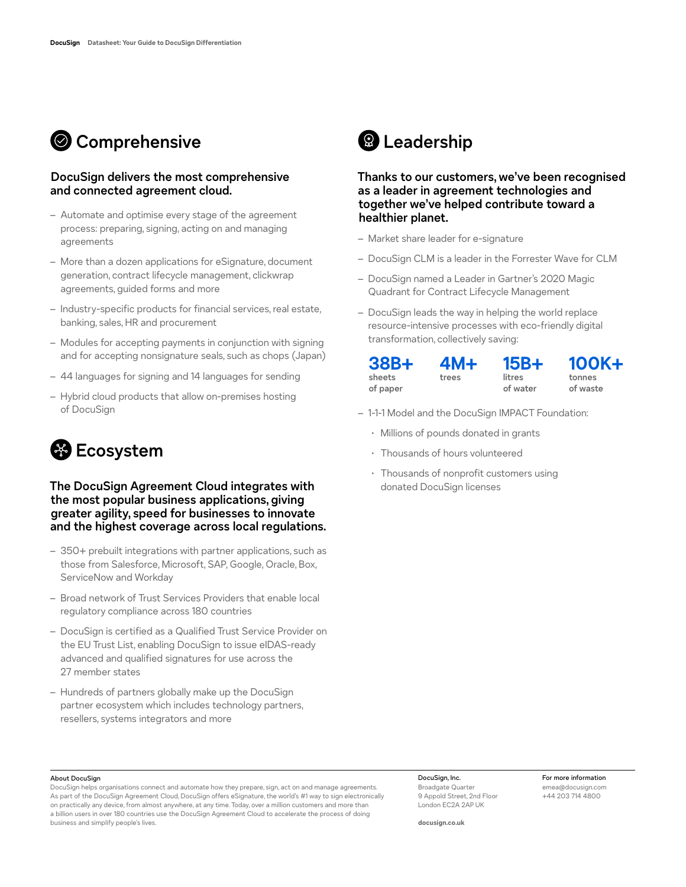## Comprehensive

**DocuSign delivers the most comprehensive and connected agreement cloud.**

- Automate and optimise every stage of the agreement process: preparing, signing, acting on and managing agreements
- More than a dozen applications for eSignature, document generation, contract lifecycle management, clickwrap agreements, guided forms and more
- Industry-specific products for financial services, real estate, banking, sales, HR and procurement
- Modules for accepting payments in conjunction with signing and for accepting nonsignature seals, such as chops (Japan)
- 44 languages for signing and 14 languages for sending
- Hybrid cloud products that allow on-premises hosting of DocuSign

## Ecosystem

**The DocuSign Agreement Cloud integrates with the most popular business applications, giving greater agility, speed for businesses to innovate and the highest coverage across local regulations.**

- 350+ prebuilt integrations with partner applications, such as those from Salesforce, Microsoft, SAP, Google, Oracle, Box, ServiceNow and Workday
- Broad network of Trust Services Providers that enable local regulatory compliance across 180 countries
- DocuSign is certified as a Qualified Trust Service Provider on the EU Trust List, enabling DocuSign to issue eIDAS-ready advanced and qualified signatures for use across the 27 member states
- Hundreds of partners globally make up the DocuSign partner ecosystem which includes technology partners, resellers, systems integrators and more

## Leadership

**Thanks to our customers, we've been recognised as a leader in agreement technologies and together we've helped contribute toward a healthier planet.**

- Market share leader for e-signature
- DocuSign CLM is a leader in the Forrester Wave for CLM
- DocuSign named a Leader in Gartner's 2020 Magic Quadrant for Contract Lifecycle Management
- DocuSign leads the way in helping the world replace resource-intensive processes with eco-friendly digital transformation, collectively saving:

**38B+** sheets of paper

**4M+** trees

**15B+** litres of water

**100K+** tonnes of waste

- 1-1-1 Model and the DocuSign IMPACT Foundation:
  - Millions of pounds donated in grants
  - Thousands of hours volunteered
  - Thousands of nonprofit customers using donated DocuSign licenses

---

**About DocuSign**

DocuSign helps organisations connect and automate how they prepare, sign, act on and manage agreements. As part of the DocuSign Agreement Cloud, DocuSign offers eSignature, the world's #1 way to sign electronically on practically any device, from almost anywhere, at any time. Today, over a million customers and more than a billion users in over 180 countries use the DocuSign Agreement Cloud to accelerate the process of doing business and simplify people's lives.

**DocuSign, Inc.**
Broadgate Quarter
9 Appold Street, 2nd Floor
London EC2A 2AP UK

**docusign.co.uk**

**For more information**
emea@docusign.com
+44 203 714 4800